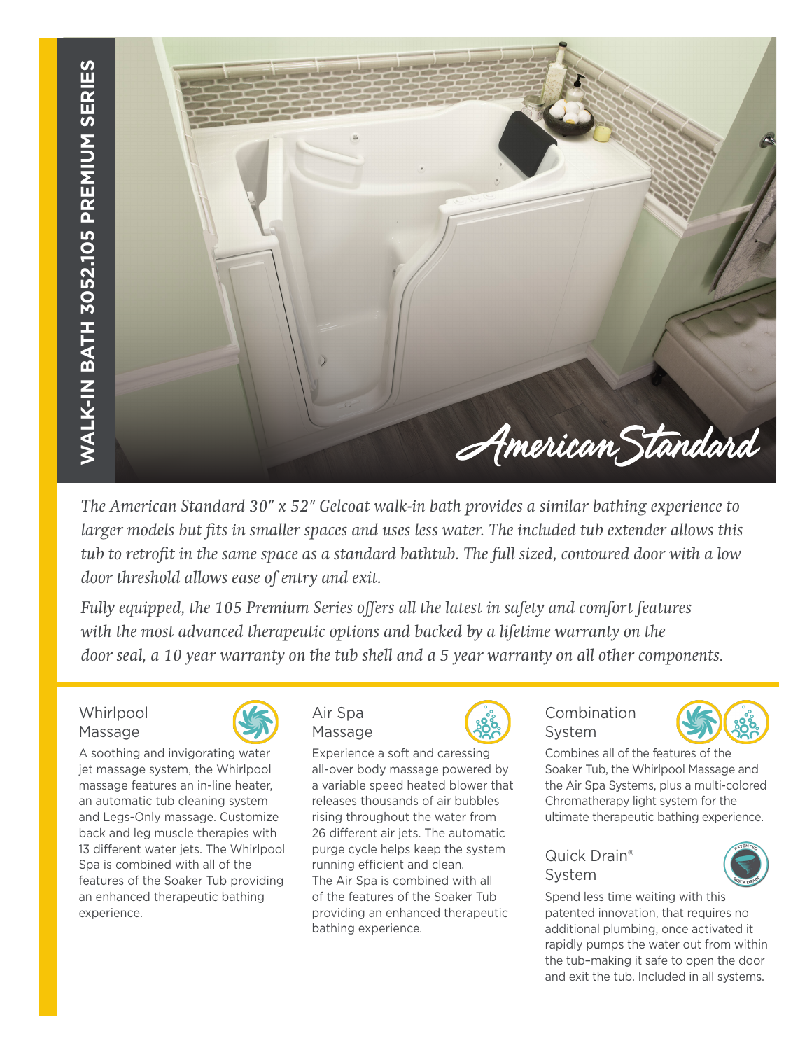# WALK-IN BATH 3052.105 PREMIUM SERIES

American Standard

*The American Standard 30" x 52" Gelcoat walk-in bath provides a similar bathing experience to larger models but fits in smaller spaces and uses less water. The included tub extender allows this tub to retrofit in the same space as a standard bathtub. The full sized, contoured door with a low door threshold allows ease of entry and exit.*

*Fully equipped, the 105 Premium Series offers all the latest in safety and comfort features with the most advanced therapeutic options and backed by a lifetime warranty on the door seal, a 10 year warranty on the tub shell and a 5 year warranty on all other components.*

### Whirlpool Massage

A soothing and invigorating water jet massage system, the Whirlpool massage features an in-line heater, an automatic tub cleaning system and Legs-Only massage. Customize back and leg muscle therapies with 13 different water jets. The Whirlpool Spa is combined with all of the features of the Soaker Tub providing an enhanced therapeutic bathing experience.

### Air Spa Massage

Experience a soft and caressing all-over body massage powered by a variable speed heated blower that releases thousands of air bubbles rising throughout the water from 26 different air jets. The automatic purge cycle helps keep the system running efficient and clean. The Air Spa is combined with all of the features of the Soaker Tub providing an enhanced therapeutic bathing experience.

### Combination System

Combines all of the features of the Soaker Tub, the Whirlpool Massage and the Air Spa Systems, plus a multi-colored Chromatherapy light system for the ultimate therapeutic bathing experience.

### Quick Drain® System

Spend less time waiting with this patented innovation, that requires no additional plumbing, once activated it rapidly pumps the water out from within the tub–making it safe to open the door and exit the tub. Included in all systems.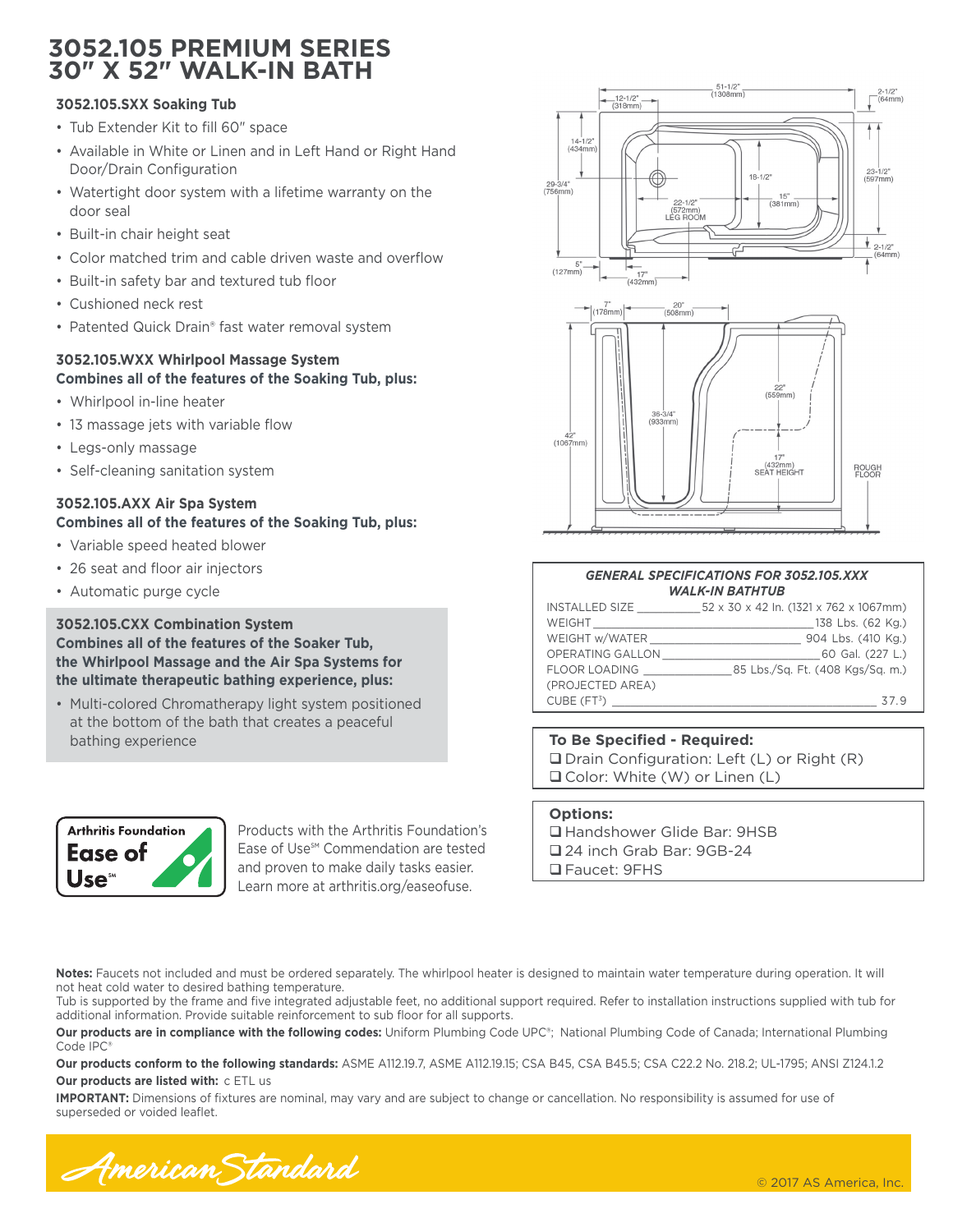# 3052.105 PREMIUM SERIES 30" X 52" WALK-IN BATH

### 3052.105.SXX Soaking Tub

- Tub Extender Kit to fill 60" space
- Available in White or Linen and in Left Hand or Right Hand Door/Drain Configuration
- Watertight door system with a lifetime warranty on the door seal
- Built-in chair height seat
- Color matched trim and cable driven waste and overflow
- Built-in safety bar and textured tub floor
- Cushioned neck rest
- Patented Quick Drain® fast water removal system

### 3052.105.WXX Whirlpool Massage System

**Combines all of the features of the Soaking Tub, plus:**

- Whirlpool in-line heater
- 13 massage jets with variable flow
- Legs-only massage
- Self-cleaning sanitation system

### 3052.105.AXX Air Spa System

**Combines all of the features of the Soaking Tub, plus:**

- Variable speed heated blower
- 26 seat and floor air injectors
- Automatic purge cycle

### 3052.105.CXX Combination System

**Combines all of the features of the Soaker Tub, the Whirlpool Massage and the Air Spa Systems for the ultimate therapeutic bathing experience, plus:**

- Multi-colored Chromatherapy light system positioned at the bottom of the bath that creates a peaceful bathing experience

Arthritis Foundation Ease of Use℠

Products with the Arthritis Foundation's Ease of Use℠ Commendation are tested and proven to make daily tasks easier. Learn more at arthritis.org/easeofuse.

51-1/2" (1308mm)
12-1/2" (318mm)
2-1/2" (64mm)
14-1/2" (434mm)
29-3/4" (756mm)
18-1/2"
23-1/2" (597mm)
22-1/2" (572mm) LEG ROOM
15" (381mm)
2-1/2" (64mm)
5" (127mm)
17" (432mm)

7" (178mm)
20" (508mm)
22" (559mm)
36-3/4" (933mm)
42" (1067mm)
17" (432mm) SEAT HEIGHT
ROUGH FLOOR

| *GENERAL SPECIFICATIONS FOR 3052.105.XXX WALK-IN BATHTUB* | |
|---|---|
| INSTALLED SIZE | 52 x 30 x 42 In. (1321 x 762 x 1067mm) |
| WEIGHT | 138 Lbs. (62 Kg.) |
| WEIGHT w/WATER | 904 Lbs. (410 Kg.) |
| OPERATING GALLON | 60 Gal. (227 L.) |
| FLOOR LOADING (PROJECTED AREA) | 85 Lbs./Sq. Ft. (408 Kgs/Sq. m.) |
| CUBE (FT³) | 37.9 |

**To Be Specified - Required:**

- ❑ Drain Configuration: Left (L) or Right (R)
- ❑ Color: White (W) or Linen (L)

**Options:**

- ❑ Handshower Glide Bar: 9HSB
- ❑ 24 inch Grab Bar: 9GB-24
- ❑ Faucet: 9FHS

**Notes:** Faucets not included and must be ordered separately. The whirlpool heater is designed to maintain water temperature during operation. It will not heat cold water to desired bathing temperature.
Tub is supported by the frame and five integrated adjustable feet, no additional support required. Refer to installation instructions supplied with tub for additional information. Provide suitable reinforcement to sub floor for all supports.

**Our products are in compliance with the following codes:** Uniform Plumbing Code UPC®; National Plumbing Code of Canada; International Plumbing Code IPC®

**Our products conform to the following standards:** ASME A112.19.7, ASME A112.19.15; CSA B45, CSA B45.5; CSA C22.2 No. 218.2; UL-1795; ANSI Z124.1.2

**Our products are listed with:** c ETL us

**IMPORTANT:** Dimensions of fixtures are nominal, may vary and are subject to change or cancellation. No responsibility is assumed for use of superseded or voided leaflet.

American Standard

© 2017 AS America, Inc.